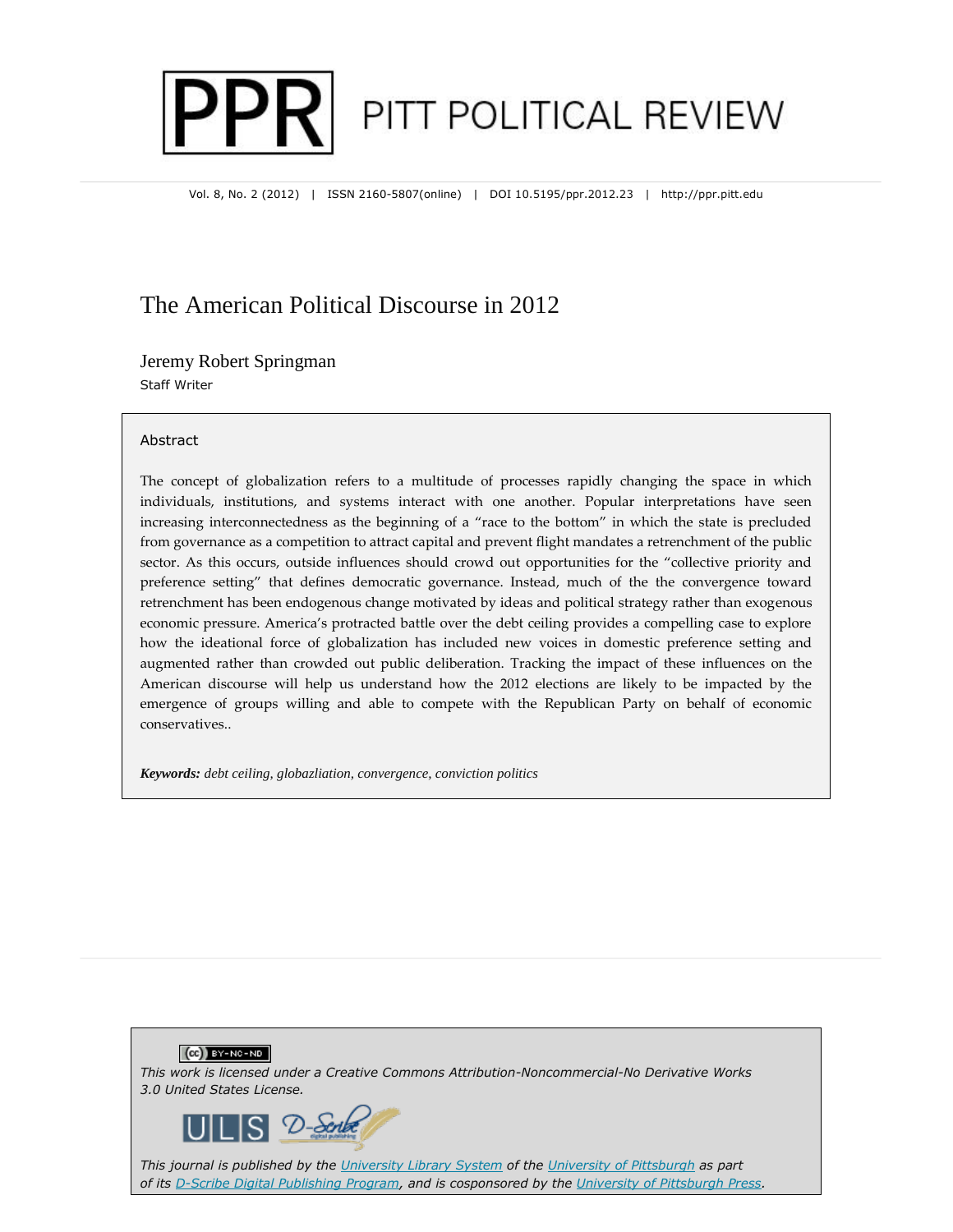# PITT POLITICAL REVIEW

Vol. 8, No. 2 (2012) | ISSN 2160-5807(online) | DOI 10.5195/ppr.2012.23 | http://ppr.pitt.edu

## The American Political Discourse in 2012

Jeremy Robert Springman
Staff Writer

### Abstract

The concept of globalization refers to a multitude of processes rapidly changing the space in which individuals, institutions, and systems interact with one another. Popular interpretations have seen increasing interconnectedness as the beginning of a "race to the bottom" in which the state is precluded from governance as a competition to attract capital and prevent flight mandates a retrenchment of the public sector. As this occurs, outside influences should crowd out opportunities for the "collective priority and preference setting" that defines democratic governance. Instead, much of the the convergence toward retrenchment has been endogenous change motivated by ideas and political strategy rather than exogenous economic pressure. America's protracted battle over the debt ceiling provides a compelling case to explore how the ideational force of globalization has included new voices in domestic preference setting and augmented rather than crowded out public deliberation. Tracking the impact of these influences on the American discourse will help us understand how the 2012 elections are likely to be impacted by the emergence of groups willing and able to compete with the Republican Party on behalf of economic conservatives..

***Keywords:*** *debt ceiling, globazliation, convergence, conviction politics*

This work is licensed under a Creative Commons Attribution-Noncommercial-No Derivative Works 3.0 United States License.

This journal is published by the University Library System of the University of Pittsburgh as part of its D-Scribe Digital Publishing Program, and is cosponsored by the University of Pittsburgh Press.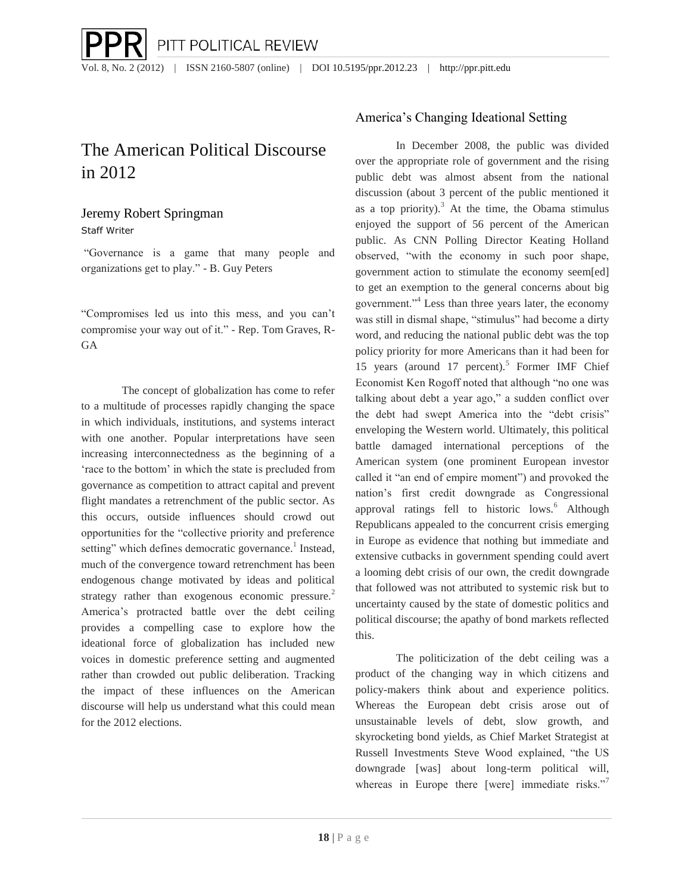# The American Political Discourse in 2012

## Jeremy Robert Springman

Staff Writer

"Governance is a game that many people and organizations get to play." - B. Guy Peters

"Compromises led us into this mess, and you can't compromise your way out of it." - Rep. Tom Graves, R-GA

The concept of globalization has come to refer to a multitude of processes rapidly changing the space in which individuals, institutions, and systems interact with one another. Popular interpretations have seen increasing interconnectedness as the beginning of a 'race to the bottom' in which the state is precluded from governance as competition to attract capital and prevent flight mandates a retrenchment of the public sector. As this occurs, outside influences should crowd out opportunities for the "collective priority and preference setting" which defines democratic governance.[1] Instead, much of the convergence toward retrenchment has been endogenous change motivated by ideas and political strategy rather than exogenous economic pressure.[2] America's protracted battle over the debt ceiling provides a compelling case to explore how the ideational force of globalization has included new voices in domestic preference setting and augmented rather than crowded out public deliberation. Tracking the impact of these influences on the American discourse will help us understand what this could mean for the 2012 elections.

## America's Changing Ideational Setting

In December 2008, the public was divided over the appropriate role of government and the rising public debt was almost absent from the national discussion (about 3 percent of the public mentioned it as a top priority).[3] At the time, the Obama stimulus enjoyed the support of 56 percent of the American public. As CNN Polling Director Keating Holland observed, "with the economy in such poor shape, government action to stimulate the economy seem[ed] to get an exemption to the general concerns about big government."[4] Less than three years later, the economy was still in dismal shape, "stimulus" had become a dirty word, and reducing the national public debt was the top policy priority for more Americans than it had been for 15 years (around 17 percent).[5] Former IMF Chief Economist Ken Rogoff noted that although "no one was talking about debt a year ago," a sudden conflict over the debt had swept America into the "debt crisis" enveloping the Western world. Ultimately, this political battle damaged international perceptions of the American system (one prominent European investor called it "an end of empire moment") and provoked the nation's first credit downgrade as Congressional approval ratings fell to historic lows.[6] Although Republicans appealed to the concurrent crisis emerging in Europe as evidence that nothing but immediate and extensive cutbacks in government spending could avert a looming debt crisis of our own, the credit downgrade that followed was not attributed to systemic risk but to uncertainty caused by the state of domestic politics and political discourse; the apathy of bond markets reflected this.

The politicization of the debt ceiling was a product of the changing way in which citizens and policy-makers think about and experience politics. Whereas the European debt crisis arose out of unsustainable levels of debt, slow growth, and skyrocketing bond yields, as Chief Market Strategist at Russell Investments Steve Wood explained, "the US downgrade [was] about long-term political will, whereas in Europe there [were] immediate risks."[7]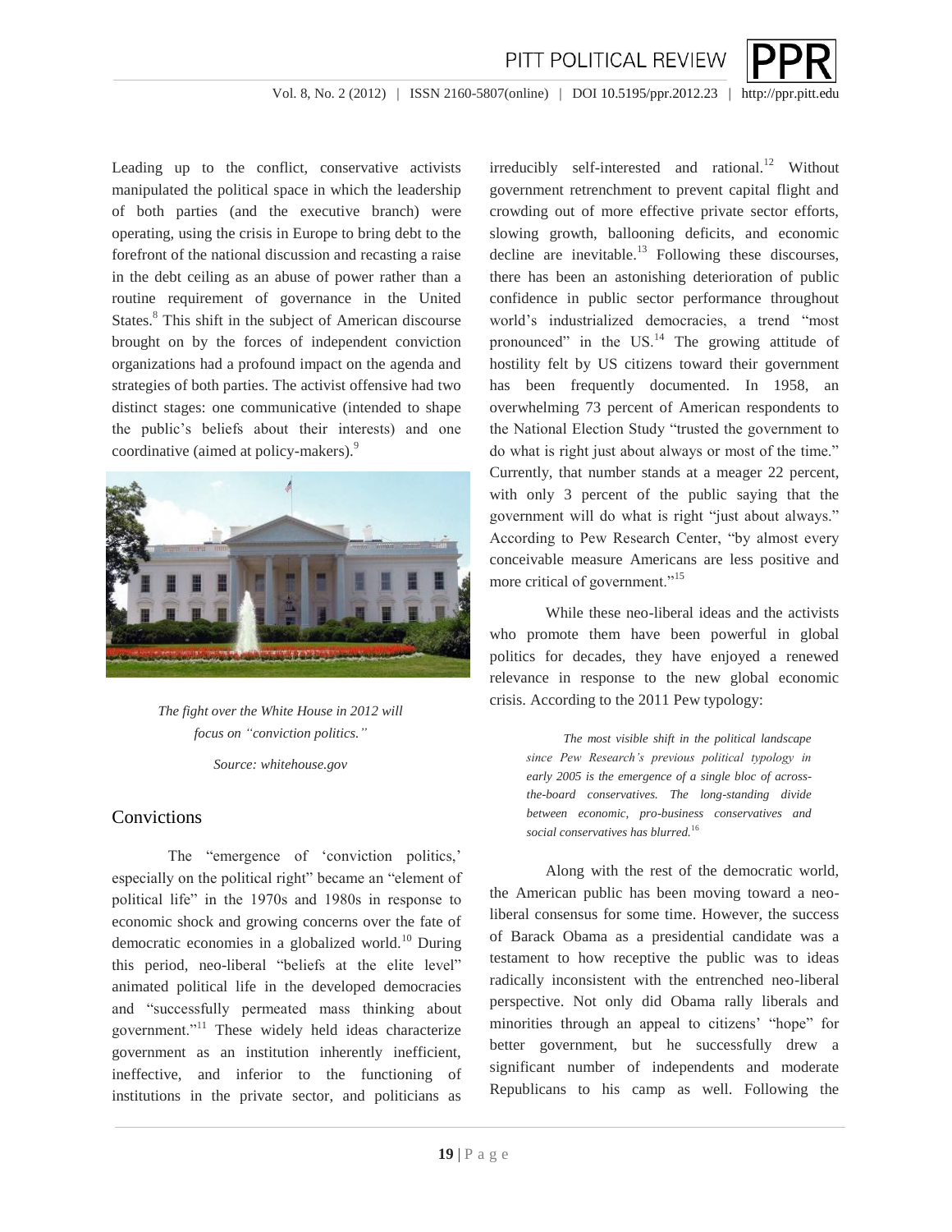Leading up to the conflict, conservative activists manipulated the political space in which the leadership of both parties (and the executive branch) were operating, using the crisis in Europe to bring debt to the forefront of the national discussion and recasting a raise in the debt ceiling as an abuse of power rather than a routine requirement of governance in the United States.[8] This shift in the subject of American discourse brought on by the forces of independent conviction organizations had a profound impact on the agenda and strategies of both parties. The activist offensive had two distinct stages: one communicative (intended to shape the public's beliefs about their interests) and one coordinative (aimed at policy-makers).[9]

*The fight over the White House in 2012 will focus on "conviction politics."*

*Source: whitehouse.gov*

## Convictions

The "emergence of 'conviction politics,' especially on the political right" became an "element of political life" in the 1970s and 1980s in response to economic shock and growing concerns over the fate of democratic economies in a globalized world.[10] During this period, neo-liberal "beliefs at the elite level" animated political life in the developed democracies and "successfully permeated mass thinking about government."[11] These widely held ideas characterize government as an institution inherently inefficient, ineffective, and inferior to the functioning of institutions in the private sector, and politicians as irreducibly self-interested and rational.[12] Without government retrenchment to prevent capital flight and crowding out of more effective private sector efforts, slowing growth, ballooning deficits, and economic decline are inevitable.[13] Following these discourses, there has been an astonishing deterioration of public confidence in public sector performance throughout world's industrialized democracies, a trend "most pronounced" in the US.[14] The growing attitude of hostility felt by US citizens toward their government has been frequently documented. In 1958, an overwhelming 73 percent of American respondents to the National Election Study "trusted the government to do what is right just about always or most of the time." Currently, that number stands at a meager 22 percent, with only 3 percent of the public saying that the government will do what is right "just about always." According to Pew Research Center, "by almost every conceivable measure Americans are less positive and more critical of government."[15]

While these neo-liberal ideas and the activists who promote them have been powerful in global politics for decades, they have enjoyed a renewed relevance in response to the new global economic crisis. According to the 2011 Pew typology:

> *The most visible shift in the political landscape since Pew Research's previous political typology in early 2005 is the emergence of a single bloc of across-the-board conservatives. The long-standing divide between economic, pro-business conservatives and social conservatives has blurred.*[16]

Along with the rest of the democratic world, the American public has been moving toward a neo-liberal consensus for some time. However, the success of Barack Obama as a presidential candidate was a testament to how receptive the public was to ideas radically inconsistent with the entrenched neo-liberal perspective. Not only did Obama rally liberals and minorities through an appeal to citizens' "hope" for better government, but he successfully drew a significant number of independents and moderate Republicans to his camp as well. Following the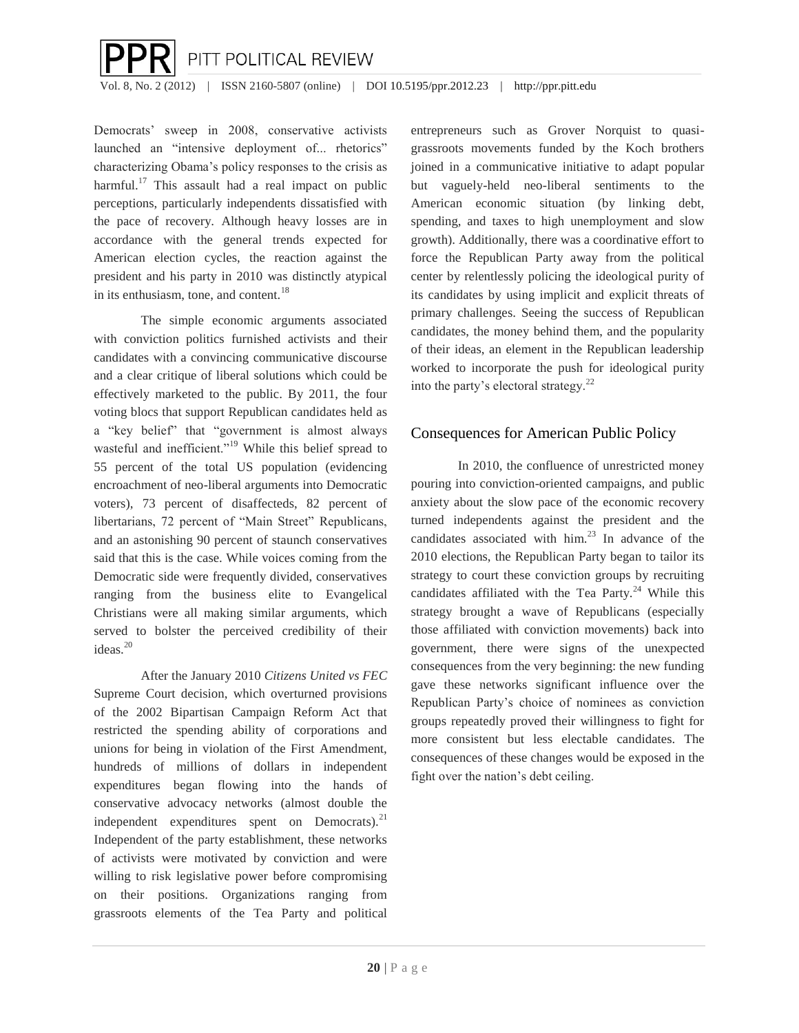Democrats' sweep in 2008, conservative activists launched an "intensive deployment of... rhetorics" characterizing Obama's policy responses to the crisis as harmful.[17] This assault had a real impact on public perceptions, particularly independents dissatisfied with the pace of recovery. Although heavy losses are in accordance with the general trends expected for American election cycles, the reaction against the president and his party in 2010 was distinctly atypical in its enthusiasm, tone, and content.[18]

The simple economic arguments associated with conviction politics furnished activists and their candidates with a convincing communicative discourse and a clear critique of liberal solutions which could be effectively marketed to the public. By 2011, the four voting blocs that support Republican candidates held as a "key belief" that "government is almost always wasteful and inefficient."[19] While this belief spread to 55 percent of the total US population (evidencing encroachment of neo-liberal arguments into Democratic voters), 73 percent of disaffecteds, 82 percent of libertarians, 72 percent of "Main Street" Republicans, and an astonishing 90 percent of staunch conservatives said that this is the case. While voices coming from the Democratic side were frequently divided, conservatives ranging from the business elite to Evangelical Christians were all making similar arguments, which served to bolster the perceived credibility of their ideas.[20]

After the January 2010 *Citizens United vs FEC* Supreme Court decision, which overturned provisions of the 2002 Bipartisan Campaign Reform Act that restricted the spending ability of corporations and unions for being in violation of the First Amendment, hundreds of millions of dollars in independent expenditures began flowing into the hands of conservative advocacy networks (almost double the independent expenditures spent on Democrats).[21] Independent of the party establishment, these networks of activists were motivated by conviction and were willing to risk legislative power before compromising on their positions. Organizations ranging from grassroots elements of the Tea Party and political entrepreneurs such as Grover Norquist to quasi-grassroots movements funded by the Koch brothers joined in a communicative initiative to adapt popular but vaguely-held neo-liberal sentiments to the American economic situation (by linking debt, spending, and taxes to high unemployment and slow growth). Additionally, there was a coordinative effort to force the Republican Party away from the political center by relentlessly policing the ideological purity of its candidates by using implicit and explicit threats of primary challenges. Seeing the success of Republican candidates, the money behind them, and the popularity of their ideas, an element in the Republican leadership worked to incorporate the push for ideological purity into the party's electoral strategy.[22]

## Consequences for American Public Policy

In 2010, the confluence of unrestricted money pouring into conviction-oriented campaigns, and public anxiety about the slow pace of the economic recovery turned independents against the president and the candidates associated with him.[23] In advance of the 2010 elections, the Republican Party began to tailor its strategy to court these conviction groups by recruiting candidates affiliated with the Tea Party.[24] While this strategy brought a wave of Republicans (especially those affiliated with conviction movements) back into government, there were signs of the unexpected consequences from the very beginning: the new funding gave these networks significant influence over the Republican Party's choice of nominees as conviction groups repeatedly proved their willingness to fight for more consistent but less electable candidates. The consequences of these changes would be exposed in the fight over the nation's debt ceiling.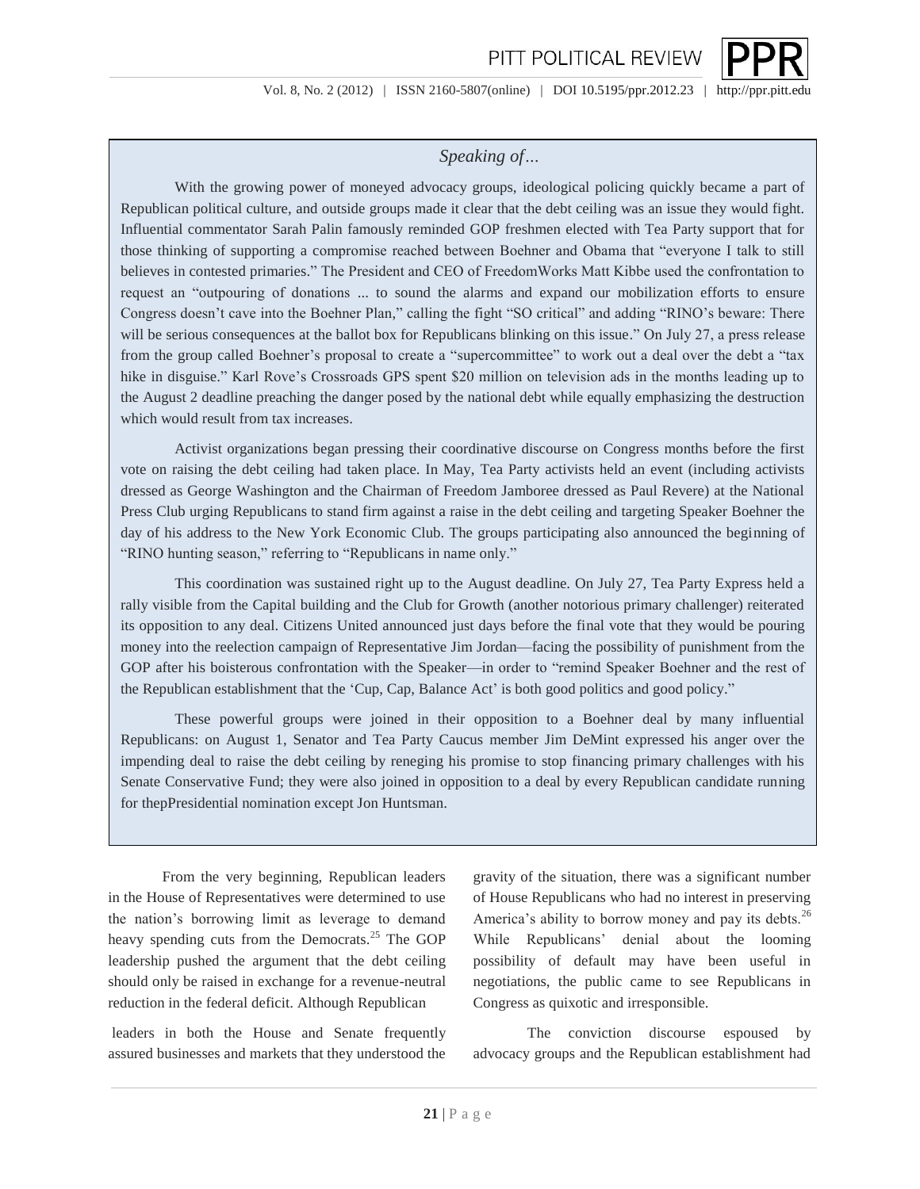### *Speaking of…*

With the growing power of moneyed advocacy groups, ideological policing quickly became a part of Republican political culture, and outside groups made it clear that the debt ceiling was an issue they would fight. Influential commentator Sarah Palin famously reminded GOP freshmen elected with Tea Party support that for those thinking of supporting a compromise reached between Boehner and Obama that "everyone I talk to still believes in contested primaries." The President and CEO of FreedomWorks Matt Kibbe used the confrontation to request an "outpouring of donations ... to sound the alarms and expand our mobilization efforts to ensure Congress doesn't cave into the Boehner Plan," calling the fight "SO critical" and adding "RINO's beware: There will be serious consequences at the ballot box for Republicans blinking on this issue." On July 27, a press release from the group called Boehner's proposal to create a "supercommittee" to work out a deal over the debt a "tax hike in disguise." Karl Rove's Crossroads GPS spent $20 million on television ads in the months leading up to the August 2 deadline preaching the danger posed by the national debt while equally emphasizing the destruction which would result from tax increases.

Activist organizations began pressing their coordinative discourse on Congress months before the first vote on raising the debt ceiling had taken place. In May, Tea Party activists held an event (including activists dressed as George Washington and the Chairman of Freedom Jamboree dressed as Paul Revere) at the National Press Club urging Republicans to stand firm against a raise in the debt ceiling and targeting Speaker Boehner the day of his address to the New York Economic Club. The groups participating also announced the beginning of "RINO hunting season," referring to "Republicans in name only."

This coordination was sustained right up to the August deadline. On July 27, Tea Party Express held a rally visible from the Capital building and the Club for Growth (another notorious primary challenger) reiterated its opposition to any deal. Citizens United announced just days before the final vote that they would be pouring money into the reelection campaign of Representative Jim Jordan—facing the possibility of punishment from the GOP after his boisterous confrontation with the Speaker—in order to "remind Speaker Boehner and the rest of the Republican establishment that the 'Cup, Cap, Balance Act' is both good politics and good policy."

These powerful groups were joined in their opposition to a Boehner deal by many influential Republicans: on August 1, Senator and Tea Party Caucus member Jim DeMint expressed his anger over the impending deal to raise the debt ceiling by reneging his promise to stop financing primary challenges with his Senate Conservative Fund; they were also joined in opposition to a deal by every Republican candidate running for thepPresidential nomination except Jon Huntsman.

From the very beginning, Republican leaders in the House of Representatives were determined to use the nation's borrowing limit as leverage to demand heavy spending cuts from the Democrats.[25] The GOP leadership pushed the argument that the debt ceiling should only be raised in exchange for a revenue-neutral reduction in the federal deficit. Although Republican leaders in both the House and Senate frequently assured businesses and markets that they understood the gravity of the situation, there was a significant number of House Republicans who had no interest in preserving America's ability to borrow money and pay its debts.[26] While Republicans' denial about the looming possibility of default may have been useful in negotiations, the public came to see Republicans in Congress as quixotic and irresponsible.

The conviction discourse espoused by advocacy groups and the Republican establishment had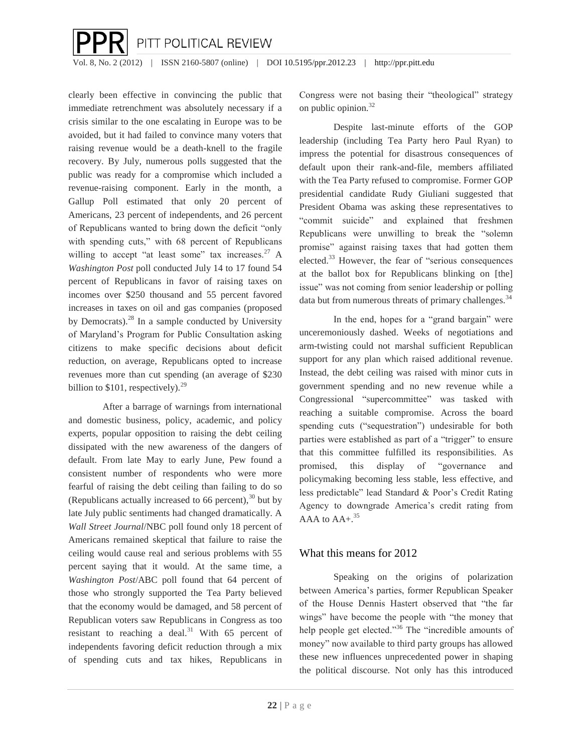clearly been effective in convincing the public that immediate retrenchment was absolutely necessary if a crisis similar to the one escalating in Europe was to be avoided, but it had failed to convince many voters that raising revenue would be a death-knell to the fragile recovery. By July, numerous polls suggested that the public was ready for a compromise which included a revenue-raising component. Early in the month, a Gallup Poll estimated that only 20 percent of Americans, 23 percent of independents, and 26 percent of Republicans wanted to bring down the deficit "only with spending cuts," with 68 percent of Republicans willing to accept "at least some" tax increases.[27] A *Washington Post* poll conducted July 14 to 17 found 54 percent of Republicans in favor of raising taxes on incomes over $250 thousand and 55 percent favored increases in taxes on oil and gas companies (proposed by Democrats).[28] In a sample conducted by University of Maryland's Program for Public Consultation asking citizens to make specific decisions about deficit reduction, on average, Republicans opted to increase revenues more than cut spending (an average of $230 billion to $101, respectively).[29]

After a barrage of warnings from international and domestic business, policy, academic, and policy experts, popular opposition to raising the debt ceiling dissipated with the new awareness of the dangers of default. From late May to early June, Pew found a consistent number of respondents who were more fearful of raising the debt ceiling than failing to do so (Republicans actually increased to 66 percent),[30] but by late July public sentiments had changed dramatically. A *Wall Street Journal*/NBC poll found only 18 percent of Americans remained skeptical that failure to raise the ceiling would cause real and serious problems with 55 percent saying that it would. At the same time, a *Washington Post*/ABC poll found that 64 percent of those who strongly supported the Tea Party believed that the economy would be damaged, and 58 percent of Republican voters saw Republicans in Congress as too resistant to reaching a deal.[31] With 65 percent of independents favoring deficit reduction through a mix of spending cuts and tax hikes, Republicans in Congress were not basing their "theological" strategy on public opinion.[32]

Despite last-minute efforts of the GOP leadership (including Tea Party hero Paul Ryan) to impress the potential for disastrous consequences of default upon their rank-and-file, members affiliated with the Tea Party refused to compromise. Former GOP presidential candidate Rudy Giuliani suggested that President Obama was asking these representatives to "commit suicide" and explained that freshmen Republicans were unwilling to break the "solemn promise" against raising taxes that had gotten them elected.[33] However, the fear of "serious consequences at the ballot box for Republicans blinking on [the] issue" was not coming from senior leadership or polling data but from numerous threats of primary challenges.[34]

In the end, hopes for a "grand bargain" were unceremoniously dashed. Weeks of negotiations and arm-twisting could not marshal sufficient Republican support for any plan which raised additional revenue. Instead, the debt ceiling was raised with minor cuts in government spending and no new revenue while a Congressional "supercommittee" was tasked with reaching a suitable compromise. Across the board spending cuts ("sequestration") undesirable for both parties were established as part of a "trigger" to ensure that this committee fulfilled its responsibilities. As promised, this display of "governance and policymaking becoming less stable, less effective, and less predictable" lead Standard & Poor's Credit Rating Agency to downgrade America's credit rating from AAA to AA+.[35]

## What this means for 2012

Speaking on the origins of polarization between America's parties, former Republican Speaker of the House Dennis Hastert observed that "the far wings" have become the people with "the money that help people get elected."[36] The "incredible amounts of money" now available to third party groups has allowed these new influences unprecedented power in shaping the political discourse. Not only has this introduced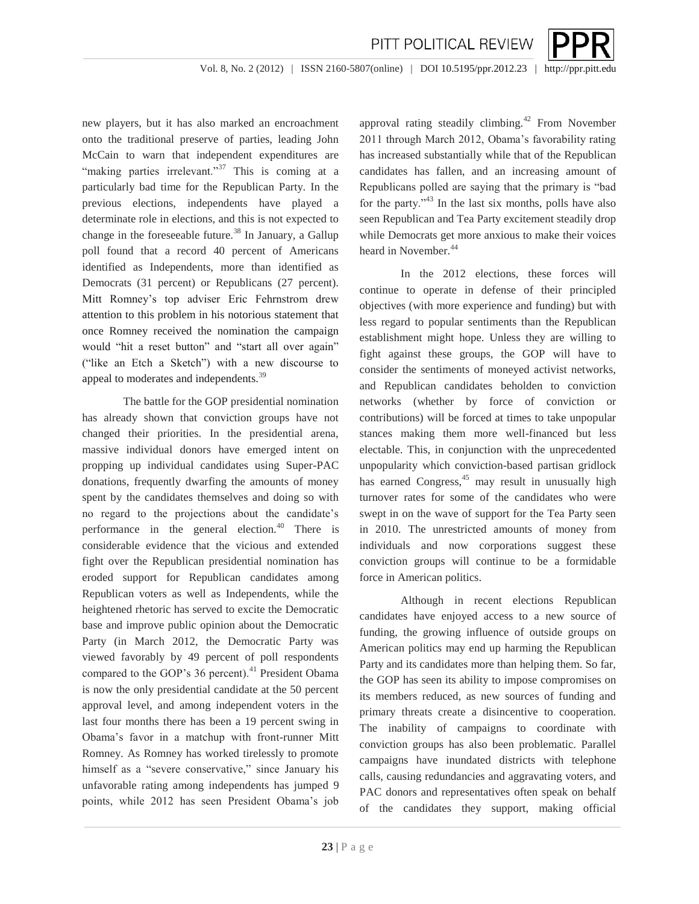new players, but it has also marked an encroachment onto the traditional preserve of parties, leading John McCain to warn that independent expenditures are "making parties irrelevant."[37] This is coming at a particularly bad time for the Republican Party. In the previous elections, independents have played a determinate role in elections, and this is not expected to change in the foreseeable future.[38] In January, a Gallup poll found that a record 40 percent of Americans identified as Independents, more than identified as Democrats (31 percent) or Republicans (27 percent). Mitt Romney's top adviser Eric Fehrnstrom drew attention to this problem in his notorious statement that once Romney received the nomination the campaign would "hit a reset button" and "start all over again" ("like an Etch a Sketch") with a new discourse to appeal to moderates and independents.[39]

The battle for the GOP presidential nomination has already shown that conviction groups have not changed their priorities. In the presidential arena, massive individual donors have emerged intent on propping up individual candidates using Super-PAC donations, frequently dwarfing the amounts of money spent by the candidates themselves and doing so with no regard to the projections about the candidate's performance in the general election.[40] There is considerable evidence that the vicious and extended fight over the Republican presidential nomination has eroded support for Republican candidates among Republican voters as well as Independents, while the heightened rhetoric has served to excite the Democratic base and improve public opinion about the Democratic Party (in March 2012, the Democratic Party was viewed favorably by 49 percent of poll respondents compared to the GOP's 36 percent).[41] President Obama is now the only presidential candidate at the 50 percent approval level, and among independent voters in the last four months there has been a 19 percent swing in Obama's favor in a matchup with front-runner Mitt Romney. As Romney has worked tirelessly to promote himself as a "severe conservative," since January his unfavorable rating among independents has jumped 9 points, while 2012 has seen President Obama's job approval rating steadily climbing.[42] From November 2011 through March 2012, Obama's favorability rating has increased substantially while that of the Republican candidates has fallen, and an increasing amount of Republicans polled are saying that the primary is "bad for the party."[43] In the last six months, polls have also seen Republican and Tea Party excitement steadily drop while Democrats get more anxious to make their voices heard in November.[44]

In the 2012 elections, these forces will continue to operate in defense of their principled objectives (with more experience and funding) but with less regard to popular sentiments than the Republican establishment might hope. Unless they are willing to fight against these groups, the GOP will have to consider the sentiments of moneyed activist networks, and Republican candidates beholden to conviction networks (whether by force of conviction or contributions) will be forced at times to take unpopular stances making them more well-financed but less electable. This, in conjunction with the unprecedented unpopularity which conviction-based partisan gridlock has earned Congress,[45] may result in unusually high turnover rates for some of the candidates who were swept in on the wave of support for the Tea Party seen in 2010. The unrestricted amounts of money from individuals and now corporations suggest these conviction groups will continue to be a formidable force in American politics.

Although in recent elections Republican candidates have enjoyed access to a new source of funding, the growing influence of outside groups on American politics may end up harming the Republican Party and its candidates more than helping them. So far, the GOP has seen its ability to impose compromises on its members reduced, as new sources of funding and primary threats create a disincentive to cooperation. The inability of campaigns to coordinate with conviction groups has also been problematic. Parallel campaigns have inundated districts with telephone calls, causing redundancies and aggravating voters, and PAC donors and representatives often speak on behalf of the candidates they support, making official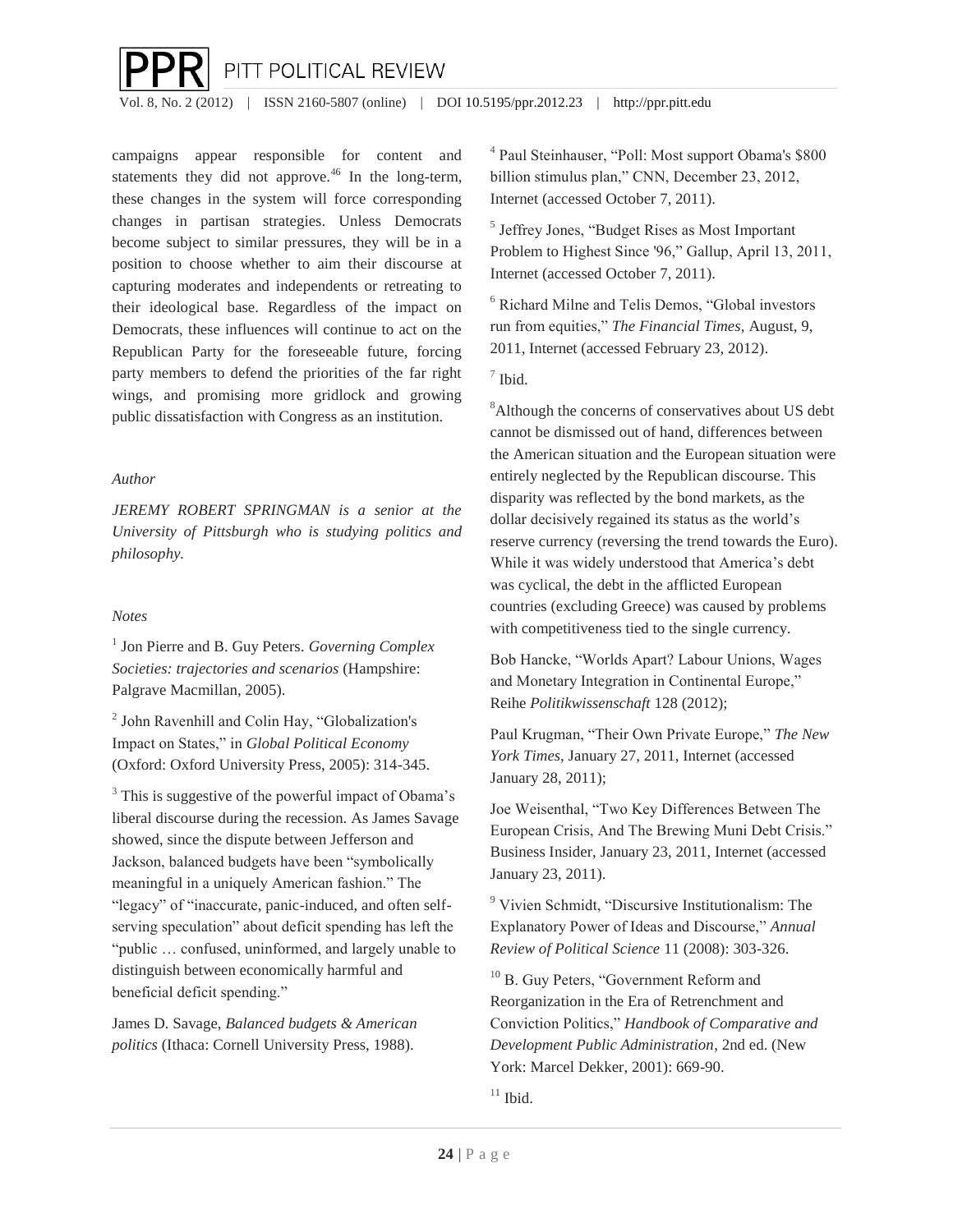campaigns appear responsible for content and statements they did not approve.[46] In the long-term, these changes in the system will force corresponding changes in partisan strategies. Unless Democrats become subject to similar pressures, they will be in a position to choose whether to aim their discourse at capturing moderates and independents or retreating to their ideological base. Regardless of the impact on Democrats, these influences will continue to act on the Republican Party for the foreseeable future, forcing party members to defend the priorities of the far right wings, and promising more gridlock and growing public dissatisfaction with Congress as an institution.

*Author*

*JEREMY ROBERT SPRINGMAN is a senior at the University of Pittsburgh who is studying politics and philosophy.*

*Notes*

[1] Jon Pierre and B. Guy Peters. *Governing Complex Societies: trajectories and scenarios* (Hampshire: Palgrave Macmillan, 2005).

[2] John Ravenhill and Colin Hay, "Globalization's Impact on States," in *Global Political Economy* (Oxford: Oxford University Press, 2005): 314-345.

[3] This is suggestive of the powerful impact of Obama's liberal discourse during the recession. As James Savage showed, since the dispute between Jefferson and Jackson, balanced budgets have been "symbolically meaningful in a uniquely American fashion." The "legacy" of "inaccurate, panic-induced, and often self-serving speculation" about deficit spending has left the "public … confused, uninformed, and largely unable to distinguish between economically harmful and beneficial deficit spending."

James D. Savage, *Balanced budgets & American politics* (Ithaca: Cornell University Press, 1988).

[4] Paul Steinhauser, "Poll: Most support Obama's $800 billion stimulus plan," CNN, December 23, 2012, Internet (accessed October 7, 2011).

[5] Jeffrey Jones, "Budget Rises as Most Important Problem to Highest Since '96," Gallup, April 13, 2011, Internet (accessed October 7, 2011).

[6] Richard Milne and Telis Demos, "Global investors run from equities," *The Financial Times*, August, 9, 2011, Internet (accessed February 23, 2012).

[7] Ibid.

[8] Although the concerns of conservatives about US debt cannot be dismissed out of hand, differences between the American situation and the European situation were entirely neglected by the Republican discourse. This disparity was reflected by the bond markets, as the dollar decisively regained its status as the world's reserve currency (reversing the trend towards the Euro). While it was widely understood that America's debt was cyclical, the debt in the afflicted European countries (excluding Greece) was caused by problems with competitiveness tied to the single currency.

Bob Hancke, "Worlds Apart? Labour Unions, Wages and Monetary Integration in Continental Europe," Reihe *Politikwissenschaft* 128 (2012);

Paul Krugman, "Their Own Private Europe," *The New York Times*, January 27, 2011, Internet (accessed January 28, 2011);

Joe Weisenthal, "Two Key Differences Between The European Crisis, And The Brewing Muni Debt Crisis." Business Insider, January 23, 2011, Internet (accessed January 23, 2011).

[9] Vivien Schmidt, "Discursive Institutionalism: The Explanatory Power of Ideas and Discourse," *Annual Review of Political Science* 11 (2008): 303-326.

[10] B. Guy Peters, "Government Reform and Reorganization in the Era of Retrenchment and Conviction Politics," *Handbook of Comparative and Development Public Administration*, 2nd ed. (New York: Marcel Dekker, 2001): 669-90.

[11] Ibid.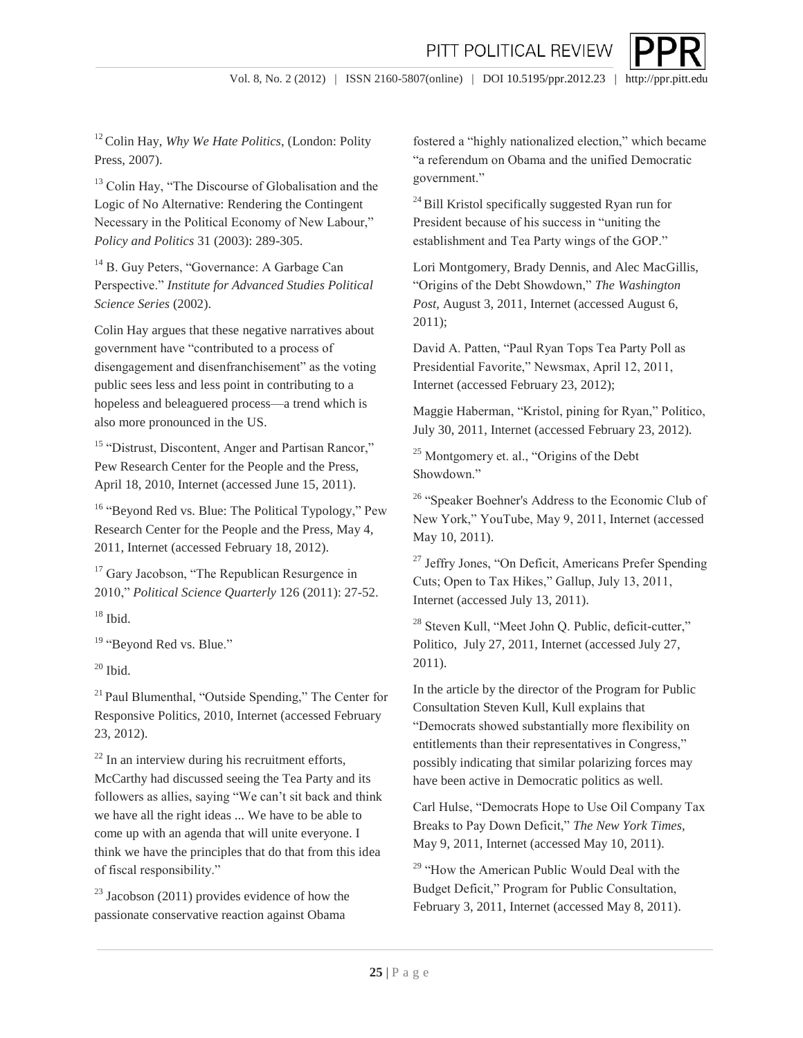[12] Colin Hay, *Why We Hate Politics*, (London: Polity Press, 2007).

[13] Colin Hay, "The Discourse of Globalisation and the Logic of No Alternative: Rendering the Contingent Necessary in the Political Economy of New Labour," *Policy and Politics* 31 (2003): 289-305.

[14] B. Guy Peters, "Governance: A Garbage Can Perspective." *Institute for Advanced Studies Political Science Series* (2002).

Colin Hay argues that these negative narratives about government have "contributed to a process of disengagement and disenfranchisement" as the voting public sees less and less point in contributing to a hopeless and beleaguered process—a trend which is also more pronounced in the US.

[15] "Distrust, Discontent, Anger and Partisan Rancor," Pew Research Center for the People and the Press, April 18, 2010, Internet (accessed June 15, 2011).

[16] "Beyond Red vs. Blue: The Political Typology," Pew Research Center for the People and the Press, May 4, 2011, Internet (accessed February 18, 2012).

[17] Gary Jacobson, "The Republican Resurgence in 2010," *Political Science Quarterly* 126 (2011): 27-52.

[18] Ibid.

[19] "Beyond Red vs. Blue."

[20] Ibid.

[21] Paul Blumenthal, "Outside Spending," The Center for Responsive Politics, 2010, Internet (accessed February 23, 2012).

[22] In an interview during his recruitment efforts, McCarthy had discussed seeing the Tea Party and its followers as allies, saying "We can't sit back and think we have all the right ideas ... We have to be able to come up with an agenda that will unite everyone. I think we have the principles that do that from this idea of fiscal responsibility."

[23] Jacobson (2011) provides evidence of how the passionate conservative reaction against Obama fostered a "highly nationalized election," which became "a referendum on Obama and the unified Democratic government."

[24] Bill Kristol specifically suggested Ryan run for President because of his success in "uniting the establishment and Tea Party wings of the GOP."

Lori Montgomery, Brady Dennis, and Alec MacGillis, "Origins of the Debt Showdown," *The Washington Post*, August 3, 2011, Internet (accessed August 6, 2011);

David A. Patten, "Paul Ryan Tops Tea Party Poll as Presidential Favorite," Newsmax, April 12, 2011, Internet (accessed February 23, 2012);

Maggie Haberman, "Kristol, pining for Ryan," Politico, July 30, 2011, Internet (accessed February 23, 2012).

[25] Montgomery et. al., "Origins of the Debt Showdown."

[26] "Speaker Boehner's Address to the Economic Club of New York," YouTube, May 9, 2011, Internet (accessed May 10, 2011).

[27] Jeffry Jones, "On Deficit, Americans Prefer Spending Cuts; Open to Tax Hikes," Gallup, July 13, 2011, Internet (accessed July 13, 2011).

[28] Steven Kull, "Meet John Q. Public, deficit-cutter," Politico, July 27, 2011, Internet (accessed July 27, 2011).

In the article by the director of the Program for Public Consultation Steven Kull, Kull explains that "Democrats showed substantially more flexibility on entitlements than their representatives in Congress," possibly indicating that similar polarizing forces may have been active in Democratic politics as well.

Carl Hulse, "Democrats Hope to Use Oil Company Tax Breaks to Pay Down Deficit," *The New York Times*, May 9, 2011, Internet (accessed May 10, 2011).

[29] "How the American Public Would Deal with the Budget Deficit," Program for Public Consultation, February 3, 2011, Internet (accessed May 8, 2011).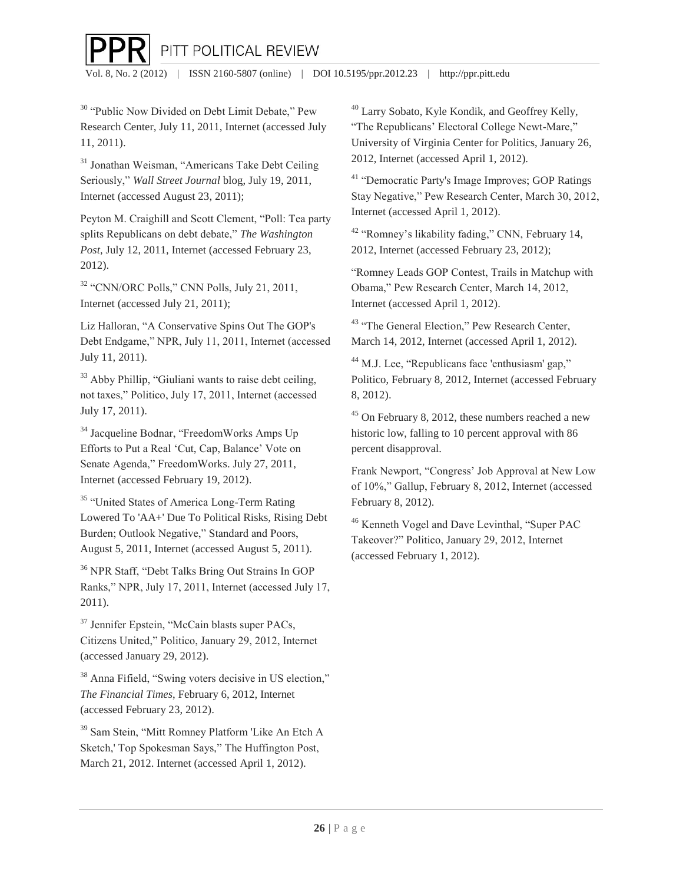[30] "Public Now Divided on Debt Limit Debate," Pew Research Center, July 11, 2011, Internet (accessed July 11, 2011).

[31] Jonathan Weisman, "Americans Take Debt Ceiling Seriously," *Wall Street Journal* blog, July 19, 2011, Internet (accessed August 23, 2011);

Peyton M. Craighill and Scott Clement, "Poll: Tea party splits Republicans on debt debate," *The Washington Post*, July 12, 2011, Internet (accessed February 23, 2012).

[32] "CNN/ORC Polls," CNN Polls, July 21, 2011, Internet (accessed July 21, 2011);

Liz Halloran, "A Conservative Spins Out The GOP's Debt Endgame," NPR, July 11, 2011, Internet (accessed July 11, 2011).

[33] Abby Phillip, "Giuliani wants to raise debt ceiling, not taxes," Politico, July 17, 2011, Internet (accessed July 17, 2011).

[34] Jacqueline Bodnar, "FreedomWorks Amps Up Efforts to Put a Real 'Cut, Cap, Balance' Vote on Senate Agenda," FreedomWorks. July 27, 2011, Internet (accessed February 19, 2012).

[35] "United States of America Long-Term Rating Lowered To 'AA+' Due To Political Risks, Rising Debt Burden; Outlook Negative," Standard and Poors, August 5, 2011, Internet (accessed August 5, 2011).

[36] NPR Staff, "Debt Talks Bring Out Strains In GOP Ranks," NPR, July 17, 2011, Internet (accessed July 17, 2011).

[37] Jennifer Epstein, "McCain blasts super PACs, Citizens United," Politico, January 29, 2012, Internet (accessed January 29, 2012).

[38] Anna Fifield, "Swing voters decisive in US election," *The Financial Times*, February 6, 2012, Internet (accessed February 23, 2012).

[39] Sam Stein, "Mitt Romney Platform 'Like An Etch A Sketch,' Top Spokesman Says," The Huffington Post, March 21, 2012. Internet (accessed April 1, 2012).

[40] Larry Sobato, Kyle Kondik, and Geoffrey Kelly, "The Republicans' Electoral College Newt-Mare," University of Virginia Center for Politics, January 26, 2012, Internet (accessed April 1, 2012).

[41] "Democratic Party's Image Improves; GOP Ratings Stay Negative," Pew Research Center, March 30, 2012, Internet (accessed April 1, 2012).

[42] "Romney's likability fading," CNN, February 14, 2012, Internet (accessed February 23, 2012);

"Romney Leads GOP Contest, Trails in Matchup with Obama," Pew Research Center, March 14, 2012, Internet (accessed April 1, 2012).

[43] "The General Election," Pew Research Center, March 14, 2012, Internet (accessed April 1, 2012).

[44] M.J. Lee, "Republicans face 'enthusiasm' gap," Politico, February 8, 2012, Internet (accessed February 8, 2012).

[45] On February 8, 2012, these numbers reached a new historic low, falling to 10 percent approval with 86 percent disapproval.

Frank Newport, "Congress' Job Approval at New Low of 10%," Gallup, February 8, 2012, Internet (accessed February 8, 2012).

[46] Kenneth Vogel and Dave Levinthal, "Super PAC Takeover?" Politico, January 29, 2012, Internet (accessed February 1, 2012).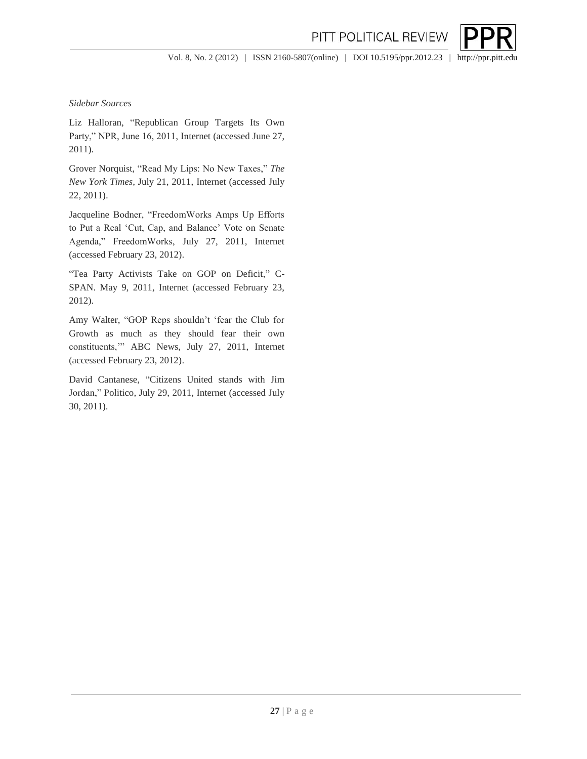*Sidebar Sources*

Liz Halloran, "Republican Group Targets Its Own Party," NPR, June 16, 2011, Internet (accessed June 27, 2011).

Grover Norquist, "Read My Lips: No New Taxes," *The New York Times*, July 21, 2011, Internet (accessed July 22, 2011).

Jacqueline Bodner, "FreedomWorks Amps Up Efforts to Put a Real 'Cut, Cap, and Balance' Vote on Senate Agenda," FreedomWorks, July 27, 2011, Internet (accessed February 23, 2012).

"Tea Party Activists Take on GOP on Deficit," C-SPAN. May 9, 2011, Internet (accessed February 23, 2012).

Amy Walter, "GOP Reps shouldn't 'fear the Club for Growth as much as they should fear their own constituents,'" ABC News, July 27, 2011, Internet (accessed February 23, 2012).

David Cantanese, "Citizens United stands with Jim Jordan," Politico, July 29, 2011, Internet (accessed July 30, 2011).